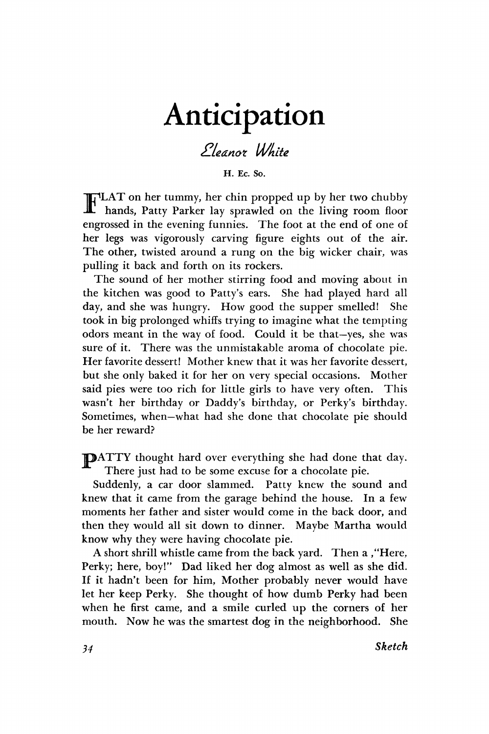# Anticipation

*Eleanor White*

H. Ec. So.

FLAT on her tummy, her chin propped up by her two chubby hands, Patty Parker lay sprawled on the living room floor engrossed in the evening funnies. The foot at the end of one of her legs was vigorously carving figure eights out of the air. The other, twisted around a rung on the big wicker chair, was pulling it back and forth on its rockers.

The sound of her mother stirring food and moving about in the kitchen was good to Patty's ears. She had played hard all day, and she was hungry. How good the supper smelled! She took in big prolonged whiffs trying to imagine what the tempting odors meant in the way of food. Could it be that—yes, she was sure of it. There was the unmistakable aroma of chocolate pie. Her favorite dessert! Mother knew that it was her favorite dessert, but she only baked it for her on very special occasions. Mother said pies were too rich for little girls to have very often. This wasn't her birthday or Daddy's birthday, or Perky's birthday. Sometimes, when—what had she done that chocolate pie should be her reward?

PATTY thought hard over everything she had done that day. There just had to be some excuse for a chocolate pie.

Suddenly, a car door slammed. Patty knew the sound and knew that it came from the garage behind the house. In a few moments her father and sister would come in the back door, and then they would all sit down to dinner. Maybe Martha would know why they were having chocolate pie.

A short shrill whistle came from the back yard. Then a ,"Here, Perky; here, boy!" Dad liked her dog almost as well as she did. If it hadn't been for him, Mother probably never would have let her keep Perky. She thought of how dumb Perky had been when he first came, and a smile curled up the corners of her mouth. Now he was the smartest dog in the neighborhood. She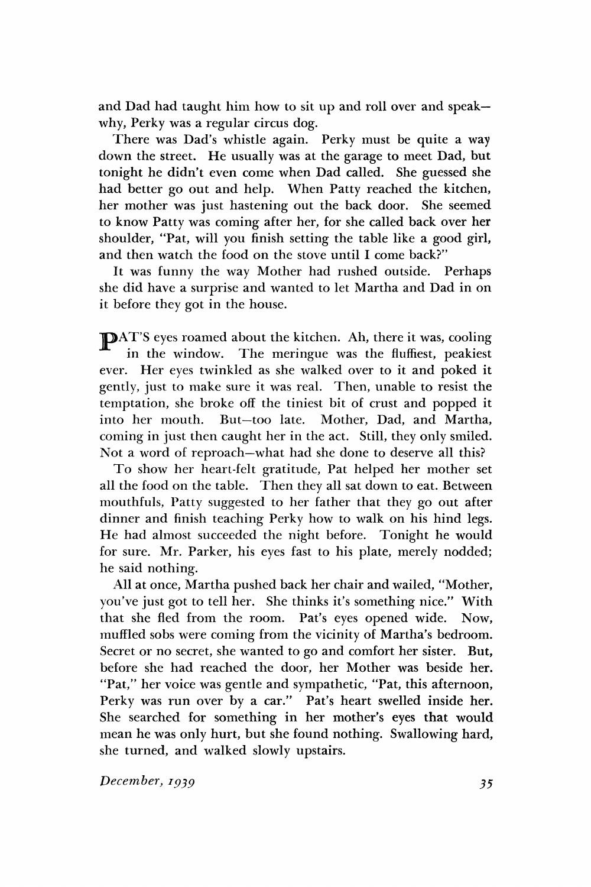and Dad had taught him how to sit up and roll over and speak—why, Perky was a regular circus dog.

There was Dad's whistle again. Perky must be quite a way down the street. He usually was at the garage to meet Dad, but tonight he didn't even come when Dad called. She guessed she had better go out and help. When Patty reached the kitchen, her mother was just hastening out the back door. She seemed to know Patty was coming after her, for she called back over her shoulder, "Pat, will you finish setting the table like a good girl, and then watch the food on the stove until I come back?"

It was funny the way Mother had rushed outside. Perhaps she did have a surprise and wanted to let Martha and Dad in on it before they got in the house.

PAT'S eyes roamed about the kitchen. Ah, there it was, cooling in the window. The meringue was the fluffiest, peakiest ever. Her eyes twinkled as she walked over to it and poked it gently, just to make sure it was real. Then, unable to resist the temptation, she broke off the tiniest bit of crust and popped it into her mouth. But—too late. Mother, Dad, and Martha, coming in just then caught her in the act. Still, they only smiled. Not a word of reproach—what had she done to deserve all this?

To show her heart-felt gratitude, Pat helped her mother set all the food on the table. Then they all sat down to eat. Between mouthfuls, Patty suggested to her father that they go out after dinner and finish teaching Perky how to walk on his hind legs. He had almost succeeded the night before. Tonight he would for sure. Mr. Parker, his eyes fast to his plate, merely nodded; he said nothing.

All at once, Martha pushed back her chair and wailed, "Mother, you've just got to tell her. She thinks it's something nice." With that she fled from the room. Pat's eyes opened wide. Now, muffled sobs were coming from the vicinity of Martha's bedroom. Secret or no secret, she wanted to go and comfort her sister. But, before she had reached the door, her Mother was beside her. "Pat," her voice was gentle and sympathetic, "Pat, this afternoon, Perky was run over by a car." Pat's heart swelled inside her. She searched for something in her mother's eyes that would mean he was only hurt, but she found nothing. Swallowing hard, she turned, and walked slowly upstairs.